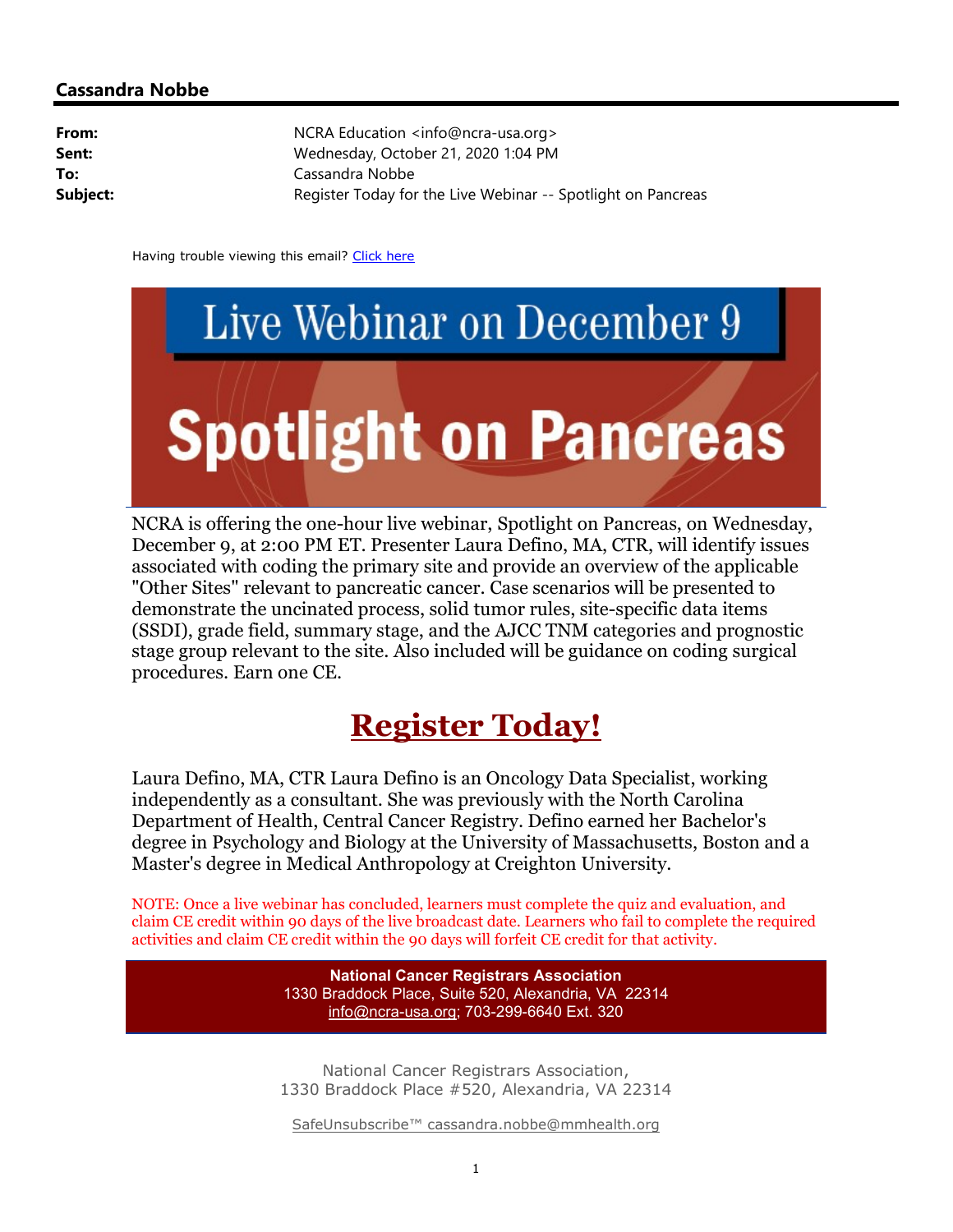## Cassandra Nobbe

| | |
|---|---|
| **From:** | NCRA Education <info@ncra-usa.org> |
| **Sent:** | Wednesday, October 21, 2020 1:04 PM |
| **To:** | Cassandra Nobbe |
| **Subject:** | Register Today for the Live Webinar -- Spotlight on Pancreas |

Having trouble viewing this email? Click here

# Live Webinar on December 9

# Spotlight on Pancreas

NCRA is offering the one-hour live webinar, Spotlight on Pancreas, on Wednesday, December 9, at 2:00 PM ET. Presenter Laura Defino, MA, CTR, will identify issues associated with coding the primary site and provide an overview of the applicable "Other Sites" relevant to pancreatic cancer. Case scenarios will be presented to demonstrate the uncinated process, solid tumor rules, site-specific data items (SSDI), grade field, summary stage, and the AJCC TNM categories and prognostic stage group relevant to the site. Also included will be guidance on coding surgical procedures. Earn one CE.

## Register Today!

Laura Defino, MA, CTR Laura Defino is an Oncology Data Specialist, working independently as a consultant. She was previously with the North Carolina Department of Health, Central Cancer Registry. Defino earned her Bachelor's degree in Psychology and Biology at the University of Massachusetts, Boston and a Master's degree in Medical Anthropology at Creighton University.

NOTE: Once a live webinar has concluded, learners must complete the quiz and evaluation, and claim CE credit within 90 days of the live broadcast date. Learners who fail to complete the required activities and claim CE credit within the 90 days will forfeit CE credit for that activity.

**National Cancer Registrars Association**
1330 Braddock Place, Suite 520, Alexandria, VA 22314
info@ncra-usa.org; 703-299-6640 Ext. 320

National Cancer Registrars Association,
1330 Braddock Place #520, Alexandria, VA 22314

SafeUnsubscribe™ cassandra.nobbe@mmhealth.org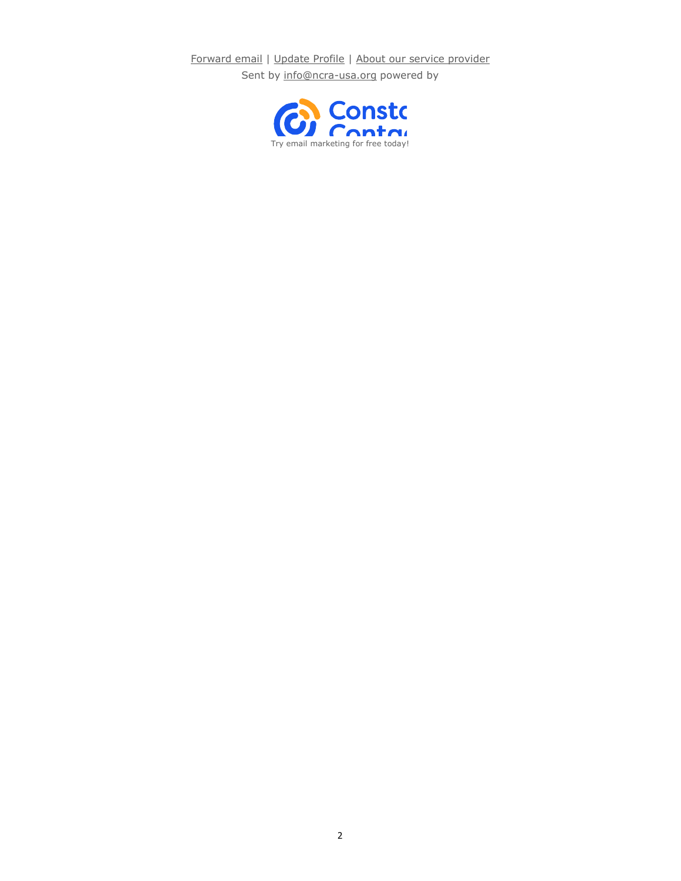Forward email | Update Profile | About our service provider

Sent by info@ncra-usa.org powered by

Try email marketing for free today!